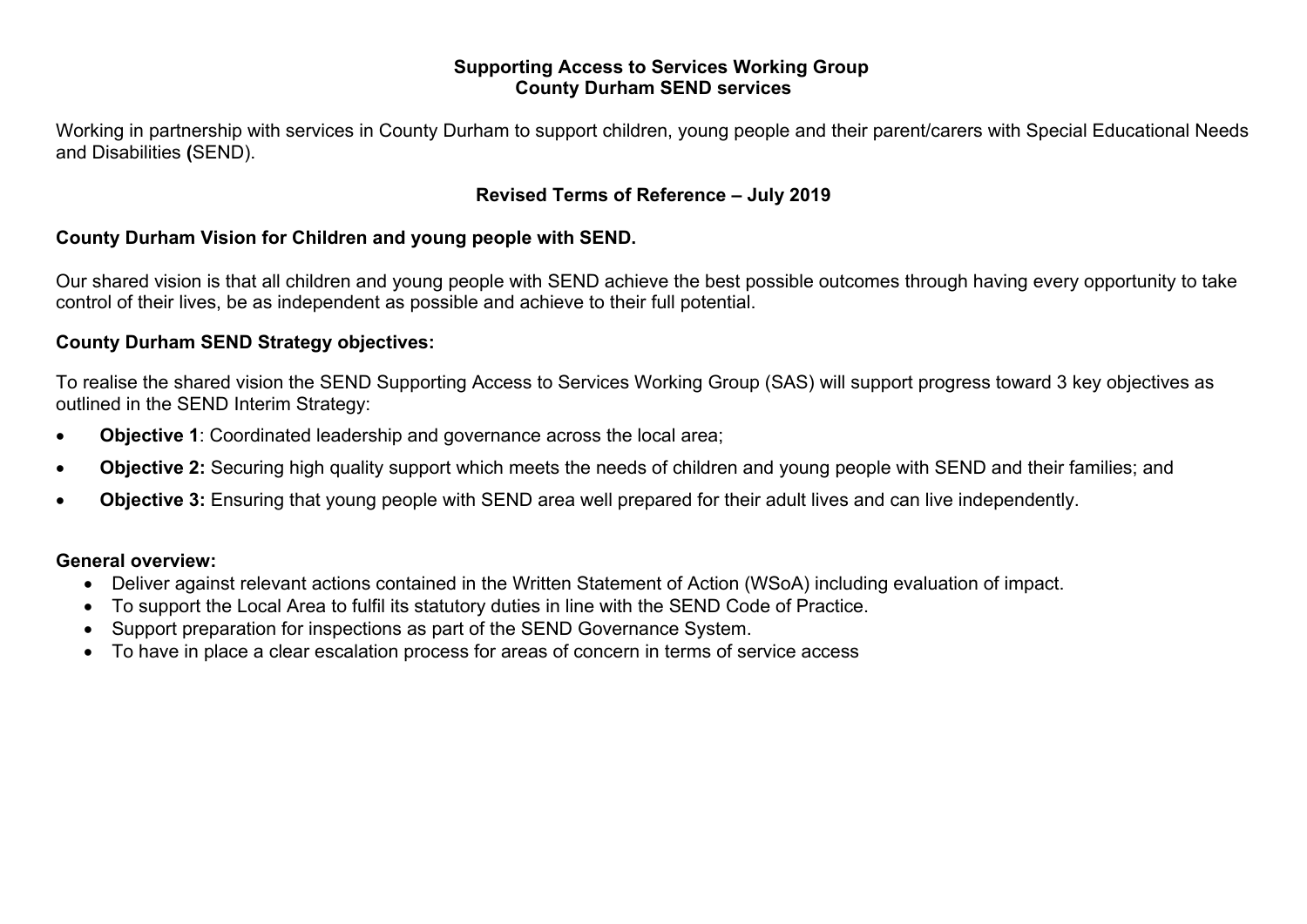**Supporting Access to Services Working Group**
**County Durham SEND services**

Working in partnership with services in County Durham to support children, young people and their parent/carers with Special Educational Needs and Disabilities **(**SEND).

**Revised Terms of Reference – July 2019**

**County Durham Vision for Children and young people with SEND.**

Our shared vision is that all children and young people with SEND achieve the best possible outcomes through having every opportunity to take control of their lives, be as independent as possible and achieve to their full potential.

**County Durham SEND Strategy objectives:**

To realise the shared vision the SEND Supporting Access to Services Working Group (SAS) will support progress toward 3 key objectives as outlined in the SEND Interim Strategy:

- **Objective 1**: Coordinated leadership and governance across the local area;
- **Objective 2:** Securing high quality support which meets the needs of children and young people with SEND and their families; and
- **Objective 3:** Ensuring that young people with SEND area well prepared for their adult lives and can live independently.

**General overview:**

- Deliver against relevant actions contained in the Written Statement of Action (WSoA) including evaluation of impact.
- To support the Local Area to fulfil its statutory duties in line with the SEND Code of Practice.
- Support preparation for inspections as part of the SEND Governance System.
- To have in place a clear escalation process for areas of concern in terms of service access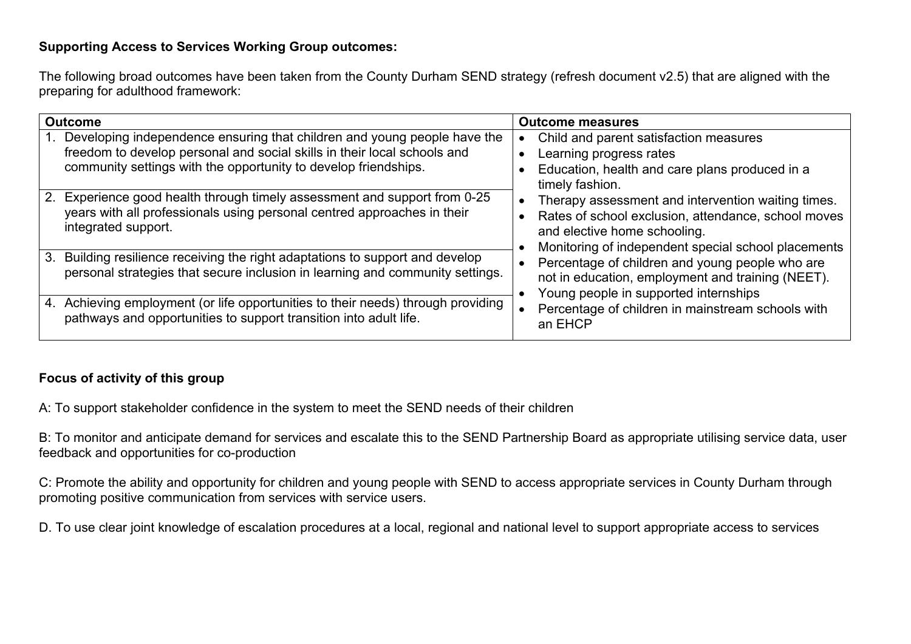**Supporting Access to Services Working Group outcomes:**

The following broad outcomes have been taken from the County Durham SEND strategy (refresh document v2.5) that are aligned with the preparing for adulthood framework:

| Outcome | Outcome measures |
|---|---|
| 1. Developing independence ensuring that children and young people have the freedom to develop personal and social skills in their local schools and community settings with the opportunity to develop friendships. | • Child and parent satisfaction measures<br>• Learning progress rates<br>• Education, health and care plans produced in a timely fashion.<br>• Therapy assessment and intervention waiting times.<br>• Rates of school exclusion, attendance, school moves and elective home schooling.<br>• Monitoring of independent special school placements<br>• Percentage of children and young people who are not in education, employment and training (NEET).<br>• Young people in supported internships<br>• Percentage of children in mainstream schools with an EHCP |
| 2. Experience good health through timely assessment and support from 0-25 years with all professionals using personal centred approaches in their integrated support. | |
| 3. Building resilience receiving the right adaptations to support and develop personal strategies that secure inclusion in learning and community settings. | |
| 4. Achieving employment (or life opportunities to their needs) through providing pathways and opportunities to support transition into adult life. | |

**Focus of activity of this group**

A: To support stakeholder confidence in the system to meet the SEND needs of their children

B: To monitor and anticipate demand for services and escalate this to the SEND Partnership Board as appropriate utilising service data, user feedback and opportunities for co-production

C: Promote the ability and opportunity for children and young people with SEND to access appropriate services in County Durham through promoting positive communication from services with service users.

D. To use clear joint knowledge of escalation procedures at a local, regional and national level to support appropriate access to services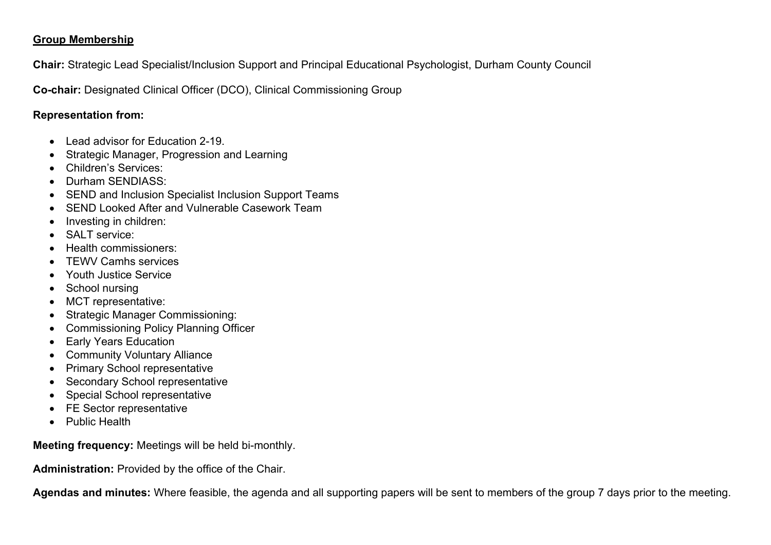**<u>Group Membership</u>**

**Chair:** Strategic Lead Specialist/Inclusion Support and Principal Educational Psychologist, Durham County Council

**Co-chair:** Designated Clinical Officer (DCO), Clinical Commissioning Group

**Representation from:**

- Lead advisor for Education 2-19.
- Strategic Manager, Progression and Learning
- Children's Services:
- Durham SENDIASS:
- SEND and Inclusion Specialist Inclusion Support Teams
- SEND Looked After and Vulnerable Casework Team
- Investing in children:
- SALT service:
- Health commissioners:
- TEWV Camhs services
- Youth Justice Service
- School nursing
- MCT representative:
- Strategic Manager Commissioning:
- Commissioning Policy Planning Officer
- Early Years Education
- Community Voluntary Alliance
- Primary School representative
- Secondary School representative
- Special School representative
- FE Sector representative
- Public Health

**Meeting frequency:** Meetings will be held bi-monthly.

**Administration:** Provided by the office of the Chair.

**Agendas and minutes:** Where feasible, the agenda and all supporting papers will be sent to members of the group 7 days prior to the meeting.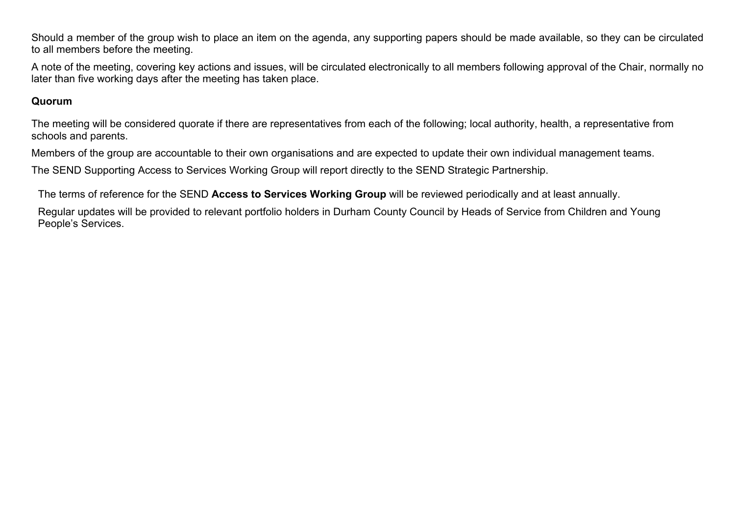Should a member of the group wish to place an item on the agenda, any supporting papers should be made available, so they can be circulated to all members before the meeting.

A note of the meeting, covering key actions and issues, will be circulated electronically to all members following approval of the Chair, normally no later than five working days after the meeting has taken place.

**Quorum**

The meeting will be considered quorate if there are representatives from each of the following; local authority, health, a representative from schools and parents.

Members of the group are accountable to their own organisations and are expected to update their own individual management teams.

The SEND Supporting Access to Services Working Group will report directly to the SEND Strategic Partnership.

The terms of reference for the SEND **Access to Services Working Group** will be reviewed periodically and at least annually.

Regular updates will be provided to relevant portfolio holders in Durham County Council by Heads of Service from Children and Young People's Services.